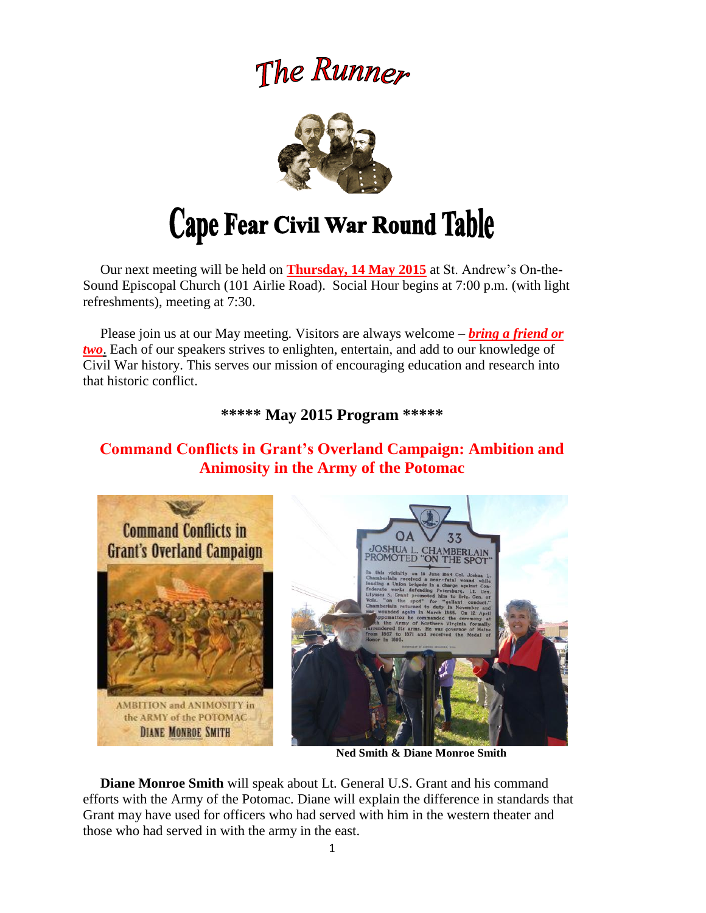# The Runner

# Cape Fear Civil War Round Table

Our next meeting will be held on **Thursday, 14 May 2015** at St. Andrew's On-the-Sound Episcopal Church (101 Airlie Road). Social Hour begins at 7:00 p.m. (with light refreshments), meeting at 7:30.

Please join us at our May meeting. Visitors are always welcome – ***bring a friend or two***. Each of our speakers strives to enlighten, entertain, and add to our knowledge of Civil War history. This serves our mission of encouraging education and research into that historic conflict.

## ***** May 2015 Program *****

## Command Conflicts in Grant's Overland Campaign: Ambition and Animosity in the Army of the Potomac

**Ned Smith & Diane Monroe Smith**

**Diane Monroe Smith** will speak about Lt. General U.S. Grant and his command efforts with the Army of the Potomac. Diane will explain the difference in standards that Grant may have used for officers who had served with him in the western theater and those who had served in with the army in the east.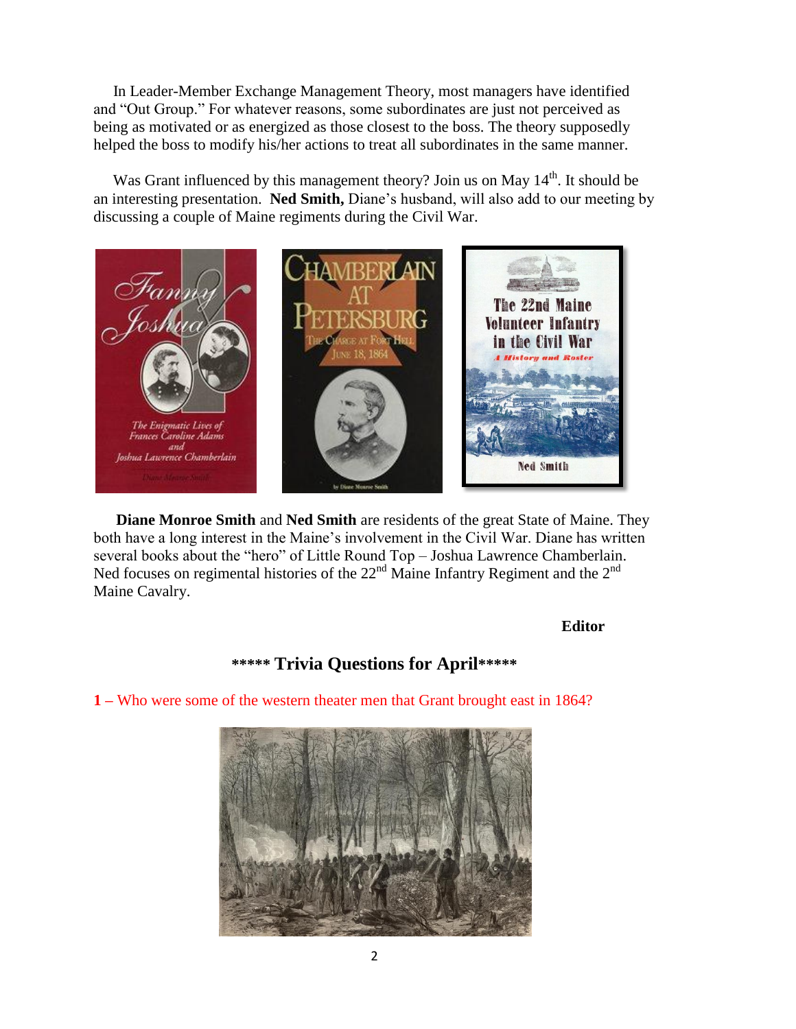In Leader-Member Exchange Management Theory, most managers have identified and "Out Group." For whatever reasons, some subordinates are just not perceived as being as motivated or as energized as those closest to the boss. The theory supposedly helped the boss to modify his/her actions to treat all subordinates in the same manner.

Was Grant influenced by this management theory? Join us on May 14th. It should be an interesting presentation. **Ned Smith,** Diane's husband, will also add to our meeting by discussing a couple of Maine regiments during the Civil War.

**Diane Monroe Smith** and **Ned Smith** are residents of the great State of Maine. They both have a long interest in the Maine's involvement in the Civil War. Diane has written several books about the "hero" of Little Round Top – Joshua Lawrence Chamberlain. Ned focuses on regimental histories of the 22nd Maine Infantry Regiment and the 2nd Maine Cavalry.

**Editor**

## ***** Trivia Questions for April*****

**1 –** Who were some of the western theater men that Grant brought east in 1864?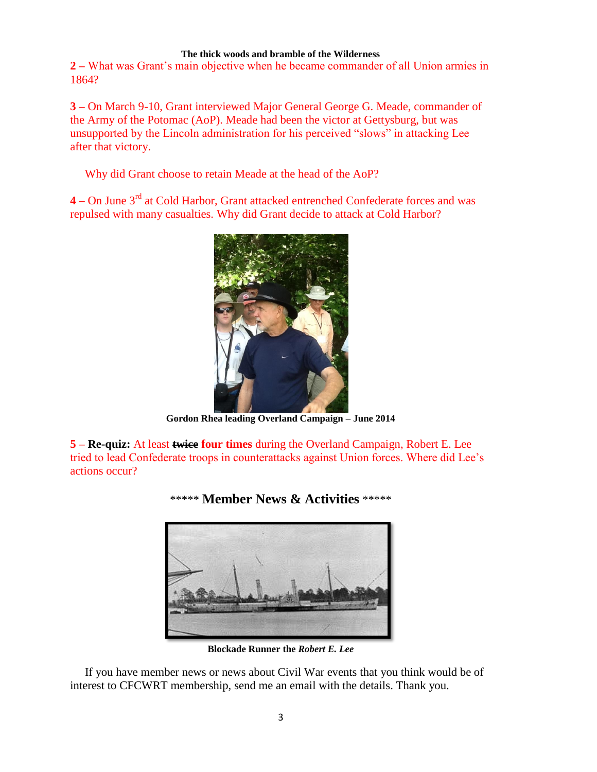**The thick woods and bramble of the Wilderness**

**2 –** What was Grant's main objective when he became commander of all Union armies in 1864?

**3 –** On March 9-10, Grant interviewed Major General George G. Meade, commander of the Army of the Potomac (AoP). Meade had been the victor at Gettysburg, but was unsupported by the Lincoln administration for his perceived "slows" in attacking Lee after that victory.

Why did Grant choose to retain Meade at the head of the AoP?

**4** – On June 3rd at Cold Harbor, Grant attacked entrenched Confederate forces and was repulsed with many casualties. Why did Grant decide to attack at Cold Harbor?

**Gordon Rhea leading Overland Campaign – June 2014**

**5 – Re-quiz:** At least ~~twice~~ **four times** during the Overland Campaign, Robert E. Lee tried to lead Confederate troops in counterattacks against Union forces. Where did Lee's actions occur?

## ***** Member News & Activities *****

**Blockade Runner the *Robert E. Lee***

If you have member news or news about Civil War events that you think would be of interest to CFCWRT membership, send me an email with the details. Thank you.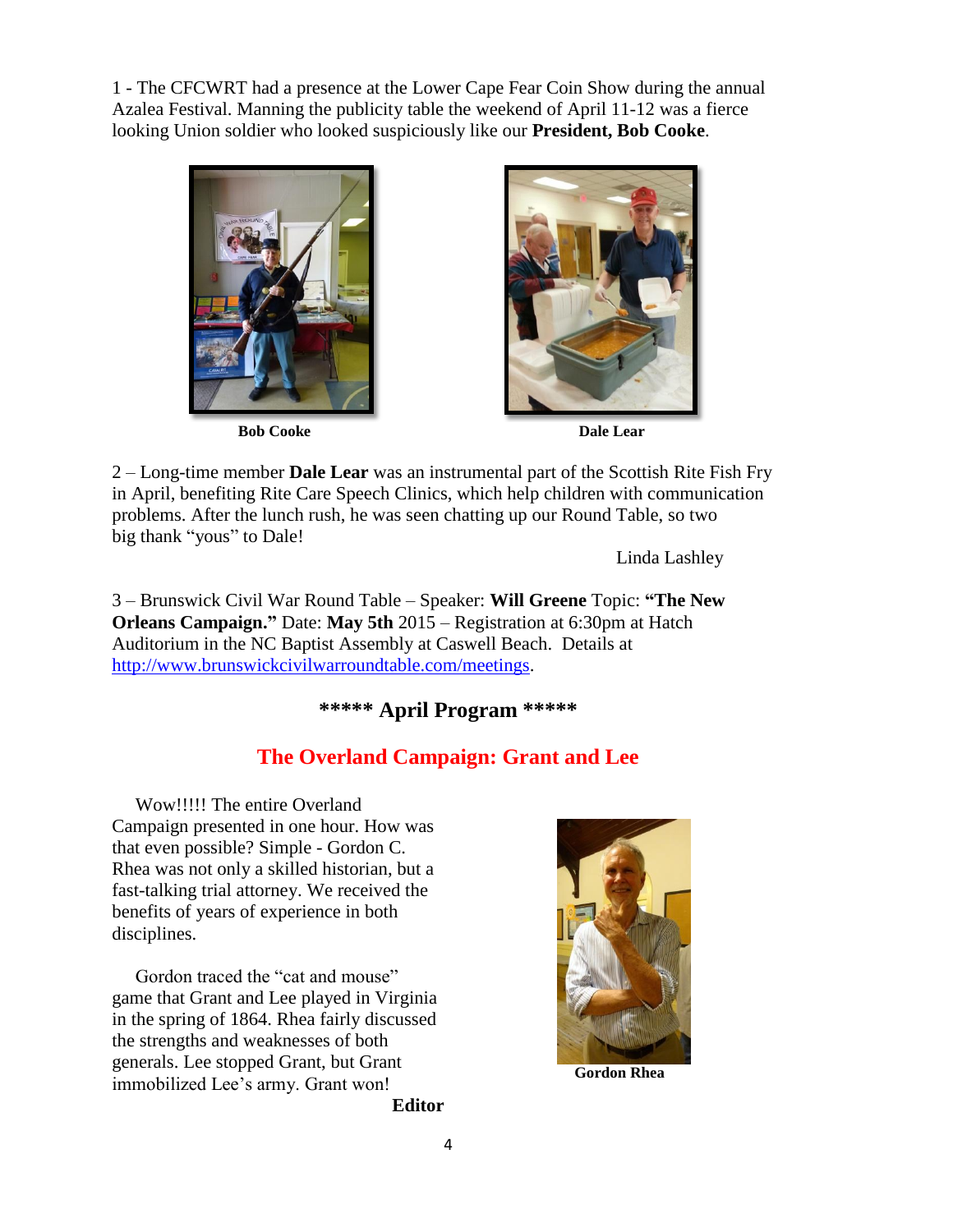1 - The CFCWRT had a presence at the Lower Cape Fear Coin Show during the annual Azalea Festival. Manning the publicity table the weekend of April 11-12 was a fierce looking Union soldier who looked suspiciously like our **President, Bob Cooke**.

**Bob Cooke**

**Dale Lear**

2 – Long-time member **Dale Lear** was an instrumental part of the Scottish Rite Fish Fry in April, benefiting Rite Care Speech Clinics, which help children with communication problems. After the lunch rush, he was seen chatting up our Round Table, so two big thank "yous" to Dale!

Linda Lashley

3 – Brunswick Civil War Round Table – Speaker: **Will Greene** Topic: **"The New Orleans Campaign."** Date: **May 5th** 2015 – Registration at 6:30pm at Hatch Auditorium in the NC Baptist Assembly at Caswell Beach. Details at http://www.brunswickcivilwarroundtable.com/meetings.

## ***** April Program *****

## The Overland Campaign: Grant and Lee

Wow!!!!! The entire Overland Campaign presented in one hour. How was that even possible? Simple - Gordon C. Rhea was not only a skilled historian, but a fast-talking trial attorney. We received the benefits of years of experience in both disciplines.

Gordon traced the "cat and mouse" game that Grant and Lee played in Virginia in the spring of 1864. Rhea fairly discussed the strengths and weaknesses of both generals. Lee stopped Grant, but Grant immobilized Lee's army. Grant won!

**Editor**

**Gordon Rhea**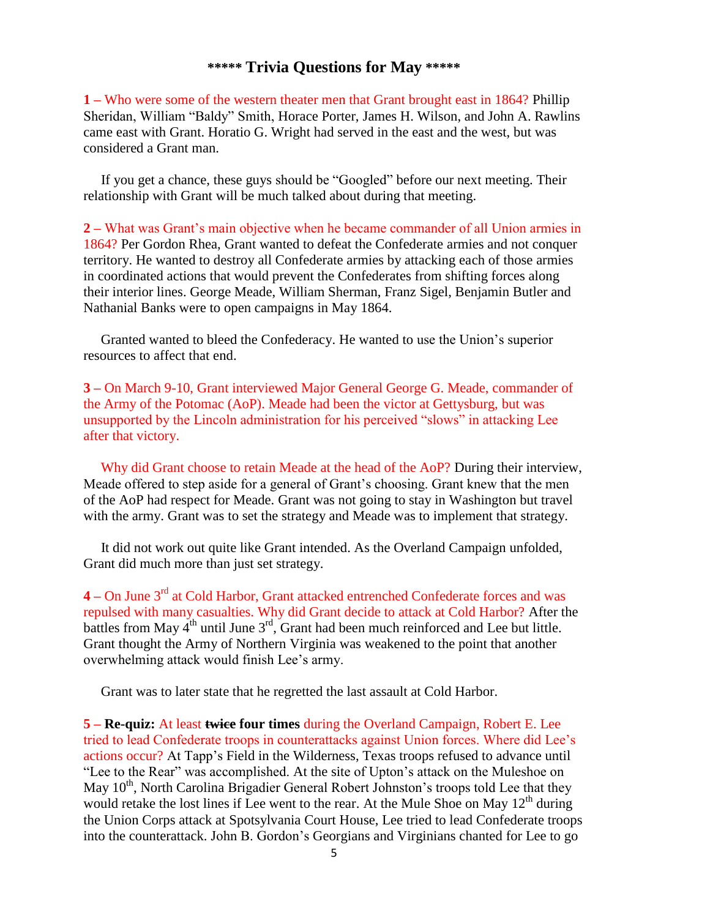## ***** Trivia Questions for May *****

**1 –** Who were some of the western theater men that Grant brought east in 1864? Phillip Sheridan, William "Baldy" Smith, Horace Porter, James H. Wilson, and John A. Rawlins came east with Grant. Horatio G. Wright had served in the east and the west, but was considered a Grant man.

If you get a chance, these guys should be "Googled" before our next meeting. Their relationship with Grant will be much talked about during that meeting.

**2 –** What was Grant's main objective when he became commander of all Union armies in 1864? Per Gordon Rhea, Grant wanted to defeat the Confederate armies and not conquer territory. He wanted to destroy all Confederate armies by attacking each of those armies in coordinated actions that would prevent the Confederates from shifting forces along their interior lines. George Meade, William Sherman, Franz Sigel, Benjamin Butler and Nathanial Banks were to open campaigns in May 1864.

Granted wanted to bleed the Confederacy. He wanted to use the Union's superior resources to affect that end.

**3 –** On March 9-10, Grant interviewed Major General George G. Meade, commander of the Army of the Potomac (AoP). Meade had been the victor at Gettysburg, but was unsupported by the Lincoln administration for his perceived "slows" in attacking Lee after that victory.

Why did Grant choose to retain Meade at the head of the AoP? During their interview, Meade offered to step aside for a general of Grant's choosing. Grant knew that the men of the AoP had respect for Meade. Grant was not going to stay in Washington but travel with the army. Grant was to set the strategy and Meade was to implement that strategy.

It did not work out quite like Grant intended. As the Overland Campaign unfolded, Grant did much more than just set strategy.

**4 –** On June 3rd at Cold Harbor, Grant attacked entrenched Confederate forces and was repulsed with many casualties. Why did Grant decide to attack at Cold Harbor? After the battles from May 4th until June 3rd, Grant had been much reinforced and Lee but little. Grant thought the Army of Northern Virginia was weakened to the point that another overwhelming attack would finish Lee's army.

Grant was to later state that he regretted the last assault at Cold Harbor.

**5 – Re-quiz:** At least ~~twice~~ **four times** during the Overland Campaign, Robert E. Lee tried to lead Confederate troops in counterattacks against Union forces. Where did Lee's actions occur? At Tapp's Field in the Wilderness, Texas troops refused to advance until "Lee to the Rear" was accomplished. At the site of Upton's attack on the Muleshoe on May 10th, North Carolina Brigadier General Robert Johnston's troops told Lee that they would retake the lost lines if Lee went to the rear. At the Mule Shoe on May 12th during the Union Corps attack at Spotsylvania Court House, Lee tried to lead Confederate troops into the counterattack. John B. Gordon's Georgians and Virginians chanted for Lee to go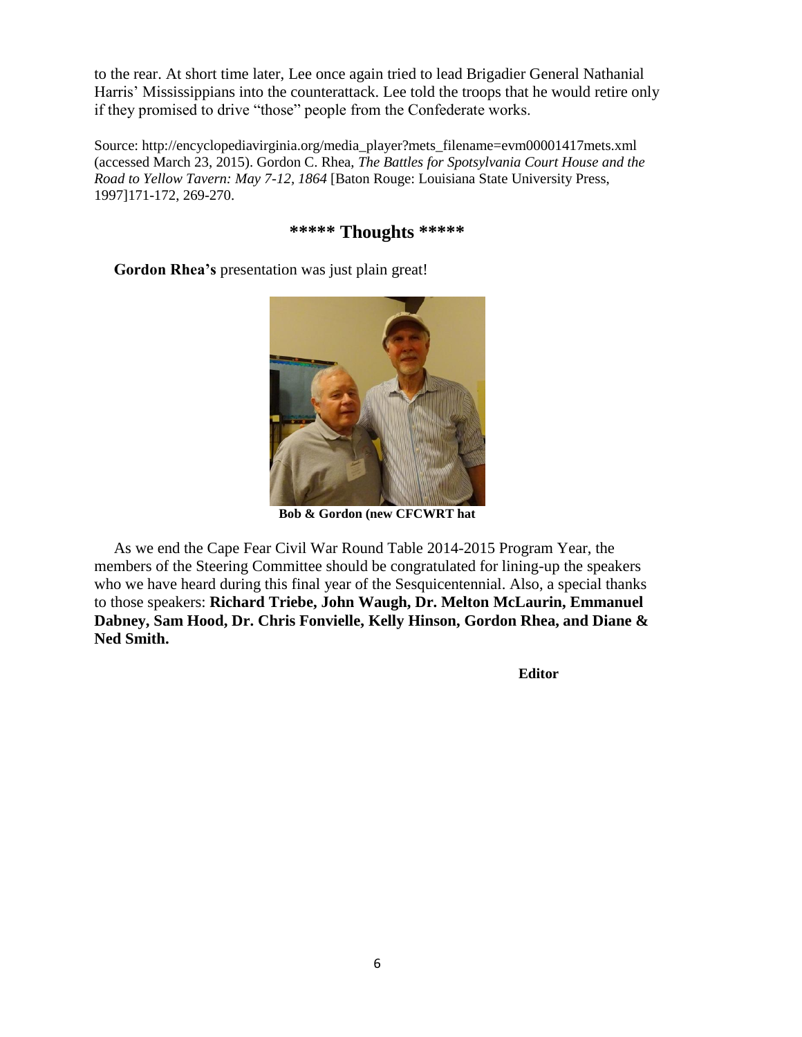to the rear. At short time later, Lee once again tried to lead Brigadier General Nathanial Harris' Mississippians into the counterattack. Lee told the troops that he would retire only if they promised to drive "those" people from the Confederate works.

Source: http://encyclopediavirginia.org/media_player?mets_filename=evm00001417mets.xml (accessed March 23, 2015). Gordon C. Rhea, *The Battles for Spotsylvania Court House and the Road to Yellow Tavern: May 7-12, 1864* [Baton Rouge: Louisiana State University Press, 1997]171-172, 269-270.

## ***** Thoughts *****

**Gordon Rhea's** presentation was just plain great!

**Bob & Gordon (new CFCWRT hat**

As we end the Cape Fear Civil War Round Table 2014-2015 Program Year, the members of the Steering Committee should be congratulated for lining-up the speakers who we have heard during this final year of the Sesquicentennial. Also, a special thanks to those speakers: **Richard Triebe, John Waugh, Dr. Melton McLaurin, Emmanuel Dabney, Sam Hood, Dr. Chris Fonvielle, Kelly Hinson, Gordon Rhea, and Diane & Ned Smith.**

**Editor**